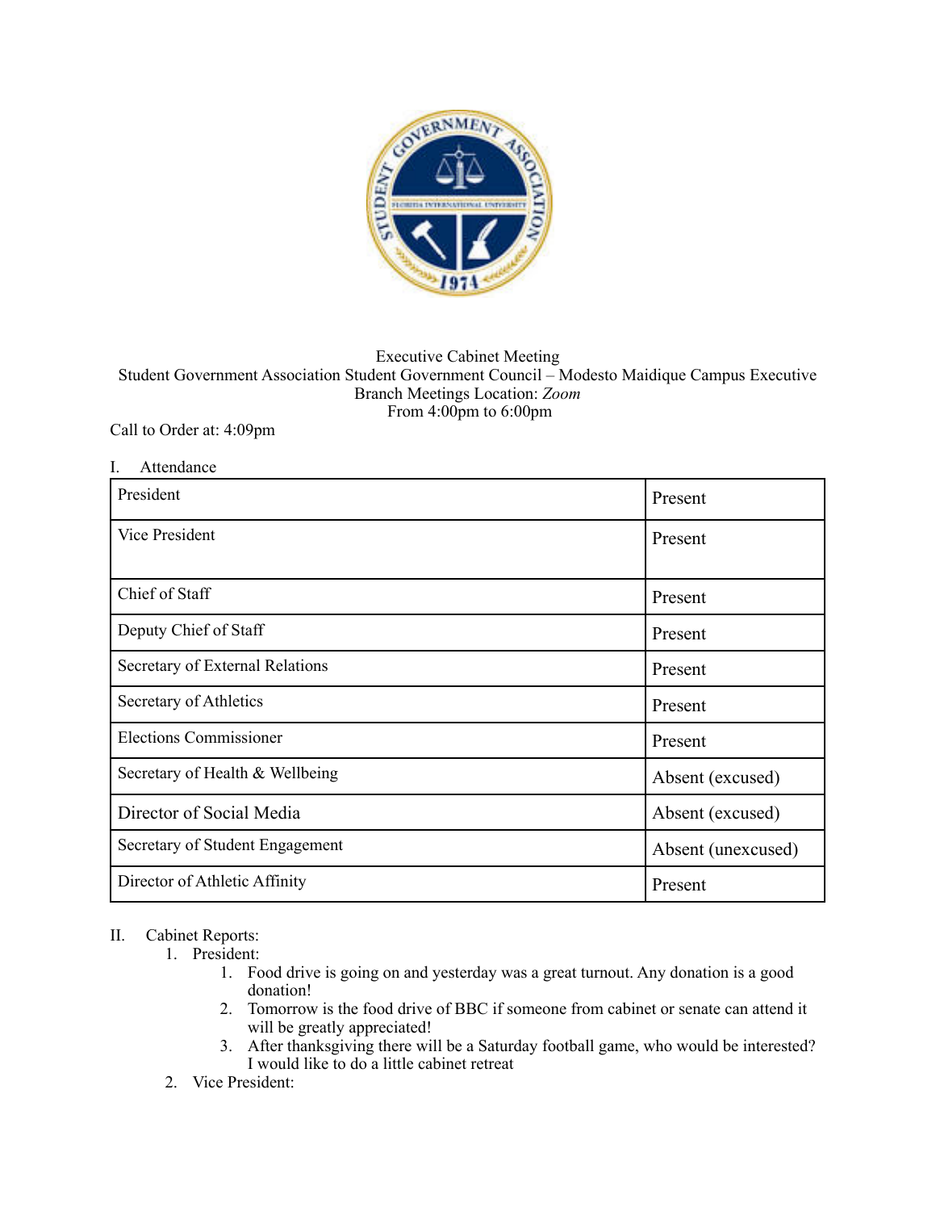Executive Cabinet Meeting
Student Government Association Student Government Council – Modesto Maidique Campus Executive Branch Meetings Location: *Zoom*
From 4:00pm to 6:00pm

Call to Order at: 4:09pm

I. Attendance

| | |
|---|---|
| President | Present |
| Vice President | Present |
| Chief of Staff | Present |
| Deputy Chief of Staff | Present |
| Secretary of External Relations | Present |
| Secretary of Athletics | Present |
| Elections Commissioner | Present |
| Secretary of Health & Wellbeing | Absent (excused) |
| Director of Social Media | Absent (excused) |
| Secretary of Student Engagement | Absent (unexcused) |
| Director of Athletic Affinity | Present |

II. Cabinet Reports:

1. President:
    1. Food drive is going on and yesterday was a great turnout. Any donation is a good donation!
    2. Tomorrow is the food drive of BBC if someone from cabinet or senate can attend it will be greatly appreciated!
    3. After thanksgiving there will be a Saturday football game, who would be interested? I would like to do a little cabinet retreat
2. Vice President: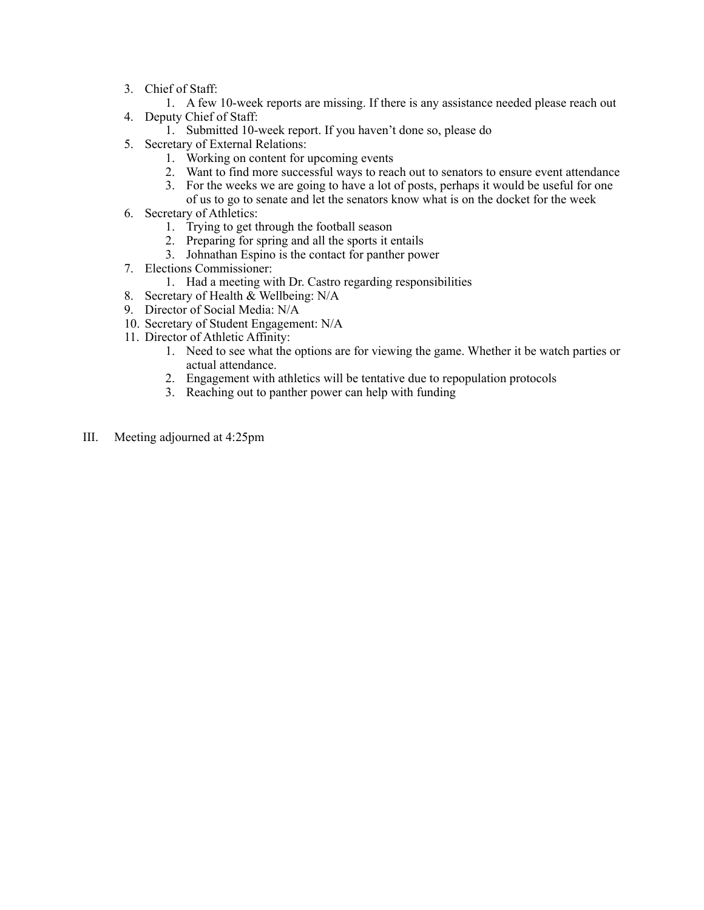3. Chief of Staff:
    1. A few 10-week reports are missing. If there is any assistance needed please reach out
4. Deputy Chief of Staff:
    1. Submitted 10-week report. If you haven't done so, please do
5. Secretary of External Relations:
    1. Working on content for upcoming events
    2. Want to find more successful ways to reach out to senators to ensure event attendance
    3. For the weeks we are going to have a lot of posts, perhaps it would be useful for one of us to go to senate and let the senators know what is on the docket for the week
6. Secretary of Athletics:
    1. Trying to get through the football season
    2. Preparing for spring and all the sports it entails
    3. Johnathan Espino is the contact for panther power
7. Elections Commissioner:
    1. Had a meeting with Dr. Castro regarding responsibilities
8. Secretary of Health & Wellbeing: N/A
9. Director of Social Media: N/A
10. Secretary of Student Engagement: N/A
11. Director of Athletic Affinity:
    1. Need to see what the options are for viewing the game. Whether it be watch parties or actual attendance.
    2. Engagement with athletics will be tentative due to repopulation protocols
    3. Reaching out to panther power can help with funding

III. Meeting adjourned at 4:25pm